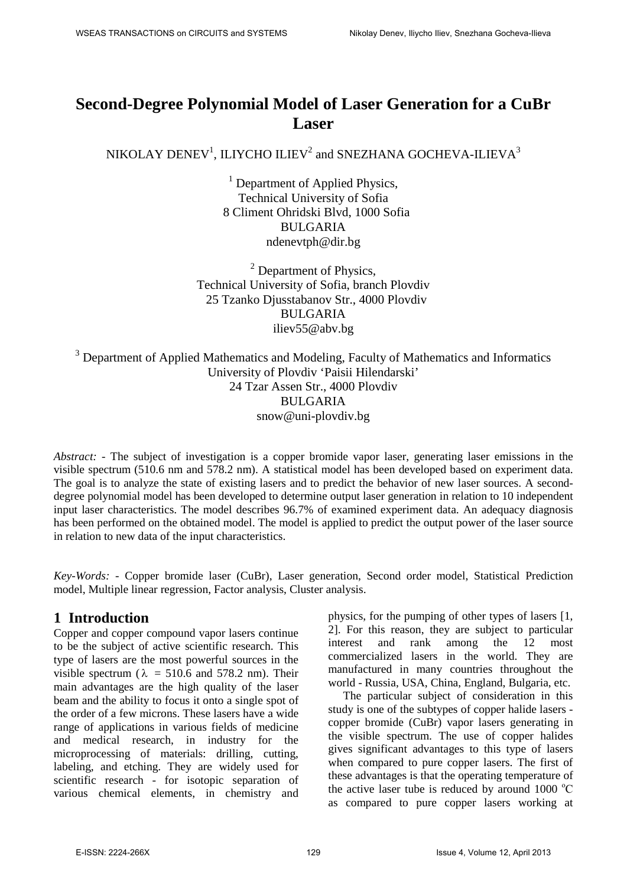# Second-Degree Polynomial Model of Laser Generation for a CuBr Laser

NIKOLAY DENEV[1], ILIYCHO ILIEV[2] and SNEZHANA GOCHEVA-ILIEVA[3]

[1] Department of Applied Physics,
Technical University of Sofia
8 Climent Ohridski Blvd, 1000 Sofia
BULGARIA
ndenevtph@dir.bg

[2] Department of Physics,
Technical University of Sofia, branch Plovdiv
25 Tzanko Djusstabanov Str., 4000 Plovdiv
BULGARIA
iliev55@abv.bg

[3] Department of Applied Mathematics and Modeling, Faculty of Mathematics and Informatics
University of Plovdiv 'Paisii Hilendarski'
24 Tzar Assen Str., 4000 Plovdiv
BULGARIA
snow@uni-plovdiv.bg

*Abstract:* - The subject of investigation is a copper bromide vapor laser, generating laser emissions in the visible spectrum (510.6 nm and 578.2 nm). A statistical model has been developed based on experiment data. The goal is to analyze the state of existing lasers and to predict the behavior of new laser sources. A second-degree polynomial model has been developed to determine output laser generation in relation to 10 independent input laser characteristics. The model describes 96.7% of examined experiment data. An adequacy diagnosis has been performed on the obtained model. The model is applied to predict the output power of the laser source in relation to new data of the input characteristics.

*Key-Words:* - Copper bromide laser (CuBr), Laser generation, Second order model, Statistical Prediction model, Multiple linear regression, Factor analysis, Cluster analysis.

## 1 Introduction

Copper and copper compound vapor lasers continue to be the subject of active scientific research. This type of lasers are the most powerful sources in the visible spectrum ($\lambda$ = 510.6 and 578.2 nm). Their main advantages are the high quality of the laser beam and the ability to focus it onto a single spot of the order of a few microns. These lasers have a wide range of applications in various fields of medicine and medical research, in industry for the microprocessing of materials: drilling, cutting, labeling, and etching. They are widely used for scientific research - for isotopic separation of various chemical elements, in chemistry and physics, for the pumping of other types of lasers [1, 2]. For this reason, they are subject to particular interest and rank among the 12 most commercialized lasers in the world. They are manufactured in many countries throughout the world - Russia, USA, China, England, Bulgaria, etc.

The particular subject of consideration in this study is one of the subtypes of copper halide lasers - copper bromide (CuBr) vapor lasers generating in the visible spectrum. The use of copper halides gives significant advantages to this type of lasers when compared to pure copper lasers. The first of these advantages is that the operating temperature of the active laser tube is reduced by around 1000 $^{o}$C as compared to pure copper lasers working at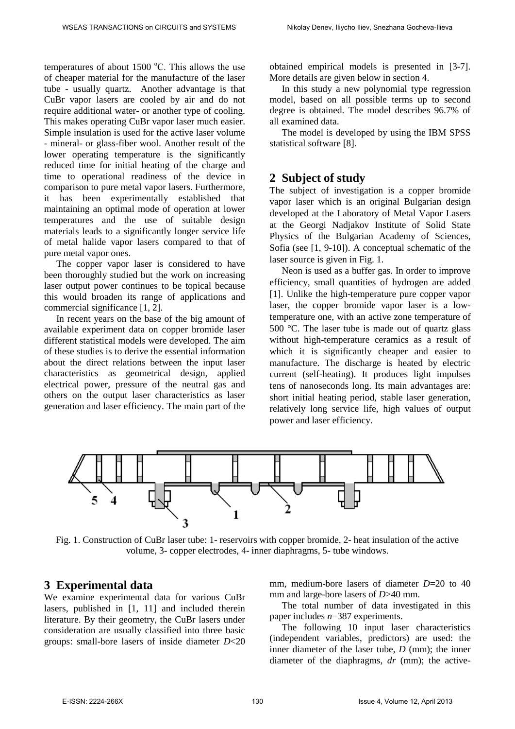temperatures of about 1500 °C. This allows the use of cheaper material for the manufacture of the laser tube - usually quartz. Another advantage is that CuBr vapor lasers are cooled by air and do not require additional water- or another type of cooling. This makes operating CuBr vapor laser much easier. Simple insulation is used for the active laser volume - mineral- or glass-fiber wool. Another result of the lower operating temperature is the significantly reduced time for initial heating of the charge and time to operational readiness of the device in comparison to pure metal vapor lasers. Furthermore, it has been experimentally established that maintaining an optimal mode of operation at lower temperatures and the use of suitable design materials leads to a significantly longer service life of metal halide vapor lasers compared to that of pure metal vapor ones.

The copper vapor laser is considered to have been thoroughly studied but the work on increasing laser output power continues to be topical because this would broaden its range of applications and commercial significance [1, 2].

In recent years on the base of the big amount of available experiment data on copper bromide laser different statistical models were developed. The aim of these studies is to derive the essential information about the direct relations between the input laser characteristics as geometrical design, applied electrical power, pressure of the neutral gas and others on the output laser characteristics as laser generation and laser efficiency. The main part of the obtained empirical models is presented in [3-7]. More details are given below in section 4.

In this study a new polynomial type regression model, based on all possible terms up to second degree is obtained. The model describes 96.7% of all examined data.

The model is developed by using the IBM SPSS statistical software [8].

## 2 Subject of study

The subject of investigation is a copper bromide vapor laser which is an original Bulgarian design developed at the Laboratory of Metal Vapor Lasers at the Georgi Nadjakov Institute of Solid State Physics of the Bulgarian Academy of Sciences, Sofia (see [1, 9-10]). A conceptual schematic of the laser source is given in Fig. 1.

Neon is used as a buffer gas. In order to improve efficiency, small quantities of hydrogen are added [1]. Unlike the high-temperature pure copper vapor laser, the copper bromide vapor laser is a low-temperature one, with an active zone temperature of 500 °C. The laser tube is made out of quartz glass without high-temperature ceramics as a result of which it is significantly cheaper and easier to manufacture. The discharge is heated by electric current (self-heating). It produces light impulses tens of nanoseconds long. Its main advantages are: short initial heating period, stable laser generation, relatively long service life, high values of output power and laser efficiency.

Fig. 1. Construction of CuBr laser tube: 1- reservoirs with copper bromide, 2- heat insulation of the active volume, 3- copper electrodes, 4- inner diaphragms, 5- tube windows.

## 3 Experimental data

We examine experimental data for various CuBr lasers, published in [1, 11] and included therein literature. By their geometry, the CuBr lasers under consideration are usually classified into three basic groups: small-bore lasers of inside diameter $D$<20 mm, medium-bore lasers of diameter $D$=20 to 40 mm and large-bore lasers of $D$>40 mm.

The total number of data investigated in this paper includes $n$=387 experiments.

The following 10 input laser characteristics (independent variables, predictors) are used: the inner diameter of the laser tube, $D$ (mm); the inner diameter of the diaphragms, $dr$ (mm); the active-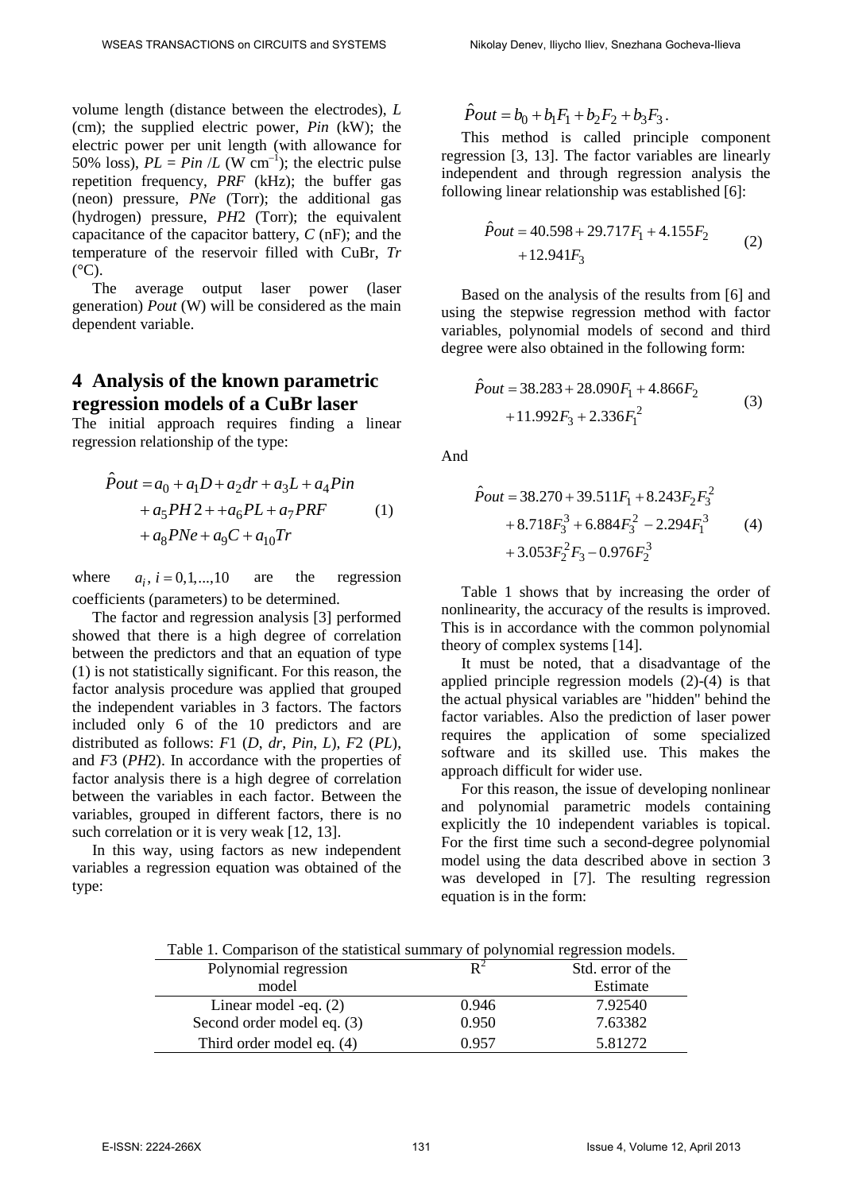volume length (distance between the electrodes), *L* (cm); the supplied electric power, *Pin* (kW); the electric power per unit length (with allowance for 50% loss), $PL = Pin/L$ (W cm$^{-1}$); the electric pulse repetition frequency, *PRF* (kHz); the buffer gas (neon) pressure, *PNe* (Torr); the additional gas (hydrogen) pressure, *PH*2 (Torr); the equivalent capacitance of the capacitor battery, *C* (nF); and the temperature of the reservoir filled with CuBr, *Tr* (°C).

The average output laser power (laser generation) *Pout* (W) will be considered as the main dependent variable.

## 4 Analysis of the known parametric regression models of a CuBr laser

The initial approach requires finding a linear regression relationship of the type:

$$\begin{aligned}\hat{P}out = a_0 + a_1 D + a_2 dr + a_3 L + a_4 Pin \\ + a_5 PH2 + + a_6 PL + a_7 PRF \\ + a_8 PNe + a_9 C + a_{10} Tr\end{aligned} \tag{1}$$

where $a_i, i = 0,1,...,10$ are the regression coefficients (parameters) to be determined.

The factor and regression analysis [3] performed showed that there is a high degree of correlation between the predictors and that an equation of type (1) is not statistically significant. For this reason, the factor analysis procedure was applied that grouped the independent variables in 3 factors. The factors included only 6 of the 10 predictors and are distributed as follows: *F*1 (*D*, *dr*, *Pin*, *L*), *F*2 (*PL*), and *F*3 (*PH*2). In accordance with the properties of factor analysis there is a high degree of correlation between the variables in each factor. Between the variables, grouped in different factors, there is no such correlation or it is very weak [12, 13].

In this way, using factors as new independent variables a regression equation was obtained of the type:

$$\hat{P}out = b_0 + b_1 F_1 + b_2 F_2 + b_3 F_3 .$$

This method is called principle component regression [3, 13]. The factor variables are linearly independent and through regression analysis the following linear relationship was established [6]:

$$\begin{aligned}\hat{P}out = 40.598 + 29.717 F_1 + 4.155 F_2 \\ + 12.941 F_3\end{aligned} \tag{2}$$

Based on the analysis of the results from [6] and using the stepwise regression method with factor variables, polynomial models of second and third degree were also obtained in the following form:

$$\begin{aligned}\hat{P}out = 38.283 + 28.090 F_1 + 4.866 F_2 \\ + 11.992 F_3 + 2.336 F_1^2\end{aligned} \tag{3}$$

And

$$\begin{aligned}\hat{P}out = 38.270 + 39.511 F_1 + 8.243 F_2 F_3^2 \\ + 8.718 F_3^3 + 6.884 F_3^2 - 2.294 F_1^3 \\ + 3.053 F_2^2 F_3 - 0.976 F_2^3\end{aligned} \tag{4}$$

Table 1 shows that by increasing the order of nonlinearity, the accuracy of the results is improved. This is in accordance with the common polynomial theory of complex systems [14].

It must be noted, that a disadvantage of the applied principle regression models (2)-(4) is that the actual physical variables are "hidden" behind the factor variables. Also the prediction of laser power requires the application of some specialized software and its skilled use. This makes the approach difficult for wider use.

For this reason, the issue of developing nonlinear and polynomial parametric models containing explicitly the 10 independent variables is topical. For the first time such a second-degree polynomial model using the data described above in section 3 was developed in [7]. The resulting regression equation is in the form:

Table 1. Comparison of the statistical summary of polynomial regression models.

| Polynomial regression model | $R^2$ | Std. error of the Estimate |
|---|---|---|
| Linear model -eq. (2) | 0.946 | 7.92540 |
| Second order model eq. (3) | 0.950 | 7.63382 |
| Third order model eq. (4) | 0.957 | 5.81272 |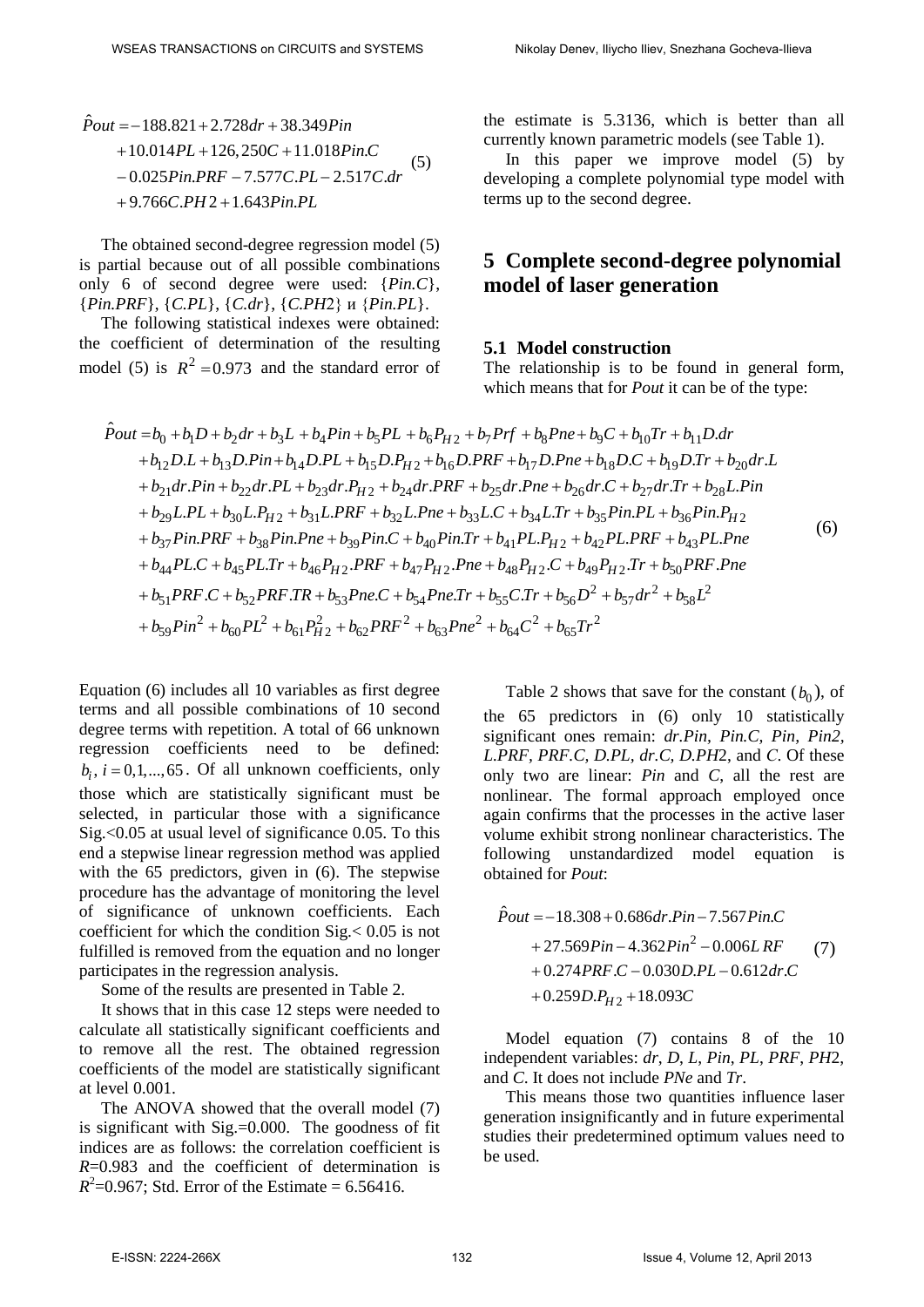$$
\begin{aligned}
\hat{P}out = & -188.821 + 2.728dr + 38.349Pin \\
& + 10.014PL + 126,250C + 11.018Pin.C \\
& - 0.025Pin.PRF - 7.577C.PL - 2.517C.dr \\
& + 9.766C.PH2 + 1.643Pin.PL
\end{aligned} \quad (5)
$$

The obtained second-degree regression model (5) is partial because out of all possible combinations only 6 of second degree were used: {*Pin.C*}, {*Pin.PRF*}, {*C.PL*}, {*C.dr*}, {*C.PH*2} и {*Pin.PL*}.

The following statistical indexes were obtained: the coefficient of determination of the resulting model (5) is $R^2 = 0.973$ and the standard error of the estimate is 5.3136, which is better than all currently known parametric models (see Table 1).

In this paper we improve model (5) by developing a complete polynomial type model with terms up to the second degree.

## 5 Complete second-degree polynomial model of laser generation

### 5.1 Model construction

The relationship is to be found in general form, which means that for *Pout* it can be of the type:

$$
\begin{aligned}
\hat{P}out = & b_0 + b_1 D + b_2 dr + b_3 L + b_4 Pin + b_5 PL + b_6 P_{H2} + b_7 Prf + b_8 Pne + b_9 C + b_{10} Tr + b_{11} D.dr \\
& + b_{12} D.L + b_{13} D.Pin + b_{14} D.PL + b_{15} D.P_{H2} + b_{16} D.PRF + b_{17} D.Pne + b_{18} D.C + b_{19} D.Tr + b_{20} dr.L \\
& + b_{21} dr.Pin + b_{22} dr.PL + b_{23} dr.P_{H2} + b_{24} dr.PRF + b_{25} dr.Pne + b_{26} dr.C + b_{27} dr.Tr + b_{28} L.Pin \\
& + b_{29} L.PL + b_{30} L.P_{H2} + b_{31} L.PRF + b_{32} L.Pne + b_{33} L.C + b_{34} L.Tr + b_{35} Pin.PL + b_{36} Pin.P_{H2} \\
& + b_{37} Pin.PRF + b_{38} Pin.Pne + b_{39} Pin.C + b_{40} Pin.Tr + b_{41} PL.P_{H2} + b_{42} PL.PRF + b_{43} PL.Pne \\
& + b_{44} PL.C + b_{45} PL.Tr + b_{46} P_{H2}.PRF + b_{47} P_{H2}.Pne + b_{48} P_{H2}.C + b_{49} P_{H2}.Tr + b_{50} PRF.Pne \\
& + b_{51} PRF.C + b_{52} PRF.TR + b_{53} Pne.C + b_{54} Pne.Tr + b_{55} C.Tr + b_{56} D^2 + b_{57} dr^2 + b_{58} L^2 \\
& + b_{59} Pin^2 + b_{60} PL^2 + b_{61} P_{H2}^2 + b_{62} PRF^2 + b_{63} Pne^2 + b_{64} C^2 + b_{65} Tr^2
\end{aligned} \quad (6)
$$

Equation (6) includes all 10 variables as first degree terms and all possible combinations of 10 second degree terms with repetition. A total of 66 unknown regression coefficients need to be defined: $b_i,\ i = 0,1,...,65$. Of all unknown coefficients, only those which are statistically significant must be selected, in particular those with a significance Sig.<0.05 at usual level of significance 0.05. To this end a stepwise linear regression method was applied with the 65 predictors, given in (6). The stepwise procedure has the advantage of monitoring the level of significance of unknown coefficients. Each coefficient for which the condition Sig.< 0.05 is not fulfilled is removed from the equation and no longer participates in the regression analysis.

Some of the results are presented in Table 2.

It shows that in this case 12 steps were needed to calculate all statistically significant coefficients and to remove all the rest. The obtained regression coefficients of the model are statistically significant at level 0.001.

The ANOVA showed that the overall model (7) is significant with Sig.=0.000. The goodness of fit indices are as follows: the correlation coefficient is *R*=0.983 and the coefficient of determination is $R^2$=0.967; Std. Error of the Estimate = 6.56416.

Table 2 shows that save for the constant ($b_0$), of the 65 predictors in (6) only 10 statistically significant ones remain: *dr.Pin*, *Pin.C*, *Pin*, *Pin2*, *L.PRF*, *PRF.C*, *D.PL*, *dr.C*, *D.PH*2, and *C*. Of these only two are linear: *Pin* and *C*, all the rest are nonlinear. The formal approach employed once again confirms that the processes in the active laser volume exhibit strong nonlinear characteristics. The following unstandardized model equation is obtained for *Pout*:

$$
\begin{aligned}
\hat{P}out = & -18.308 + 0.686dr.Pin - 7.567Pin.C \\
& + 27.569Pin - 4.362Pin^2 - 0.006L\,RF \\
& + 0.274PRF.C - 0.030D.PL - 0.612dr.C \\
& + 0.259D.P_{H2} + 18.093C
\end{aligned} \quad (7)
$$

Model equation (7) contains 8 of the 10 independent variables: *dr*, *D*, *L*, *Pin*, *PL*, *PRF*, *PH*2, and *C*. It does not include *PNe* and *Tr*.

This means those two quantities influence laser generation insignificantly and in future experimental studies their predetermined optimum values need to be used.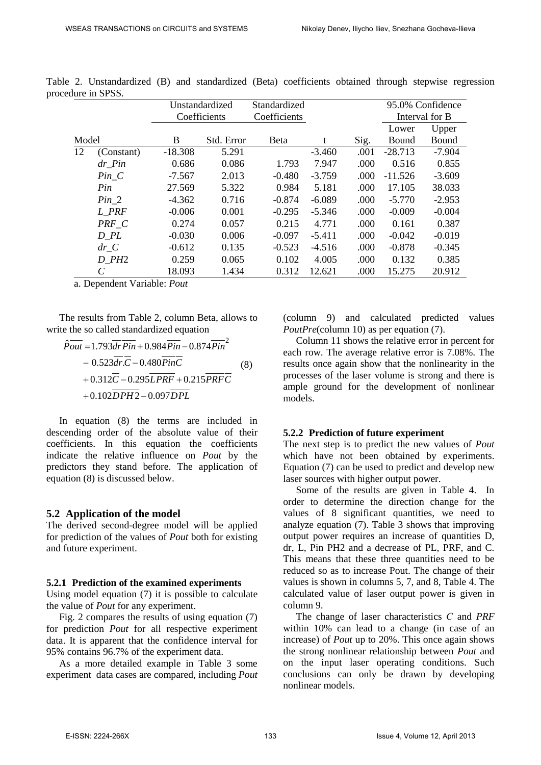Table 2. Unstandardized (B) and standardized (Beta) coefficients obtained through stepwise regression procedure in SPSS.

| Model | | Unstandardized Coefficients | | Standardized Coefficients | | | 95.0% Confidence Interval for B | |
|---|---|---|---|---|---|---|---|---|
| | | B | Std. Error | Beta | t | Sig. | Lower Bound | Upper Bound |
| 12 | (Constant) | -18.308 | 5.291 | | -3.460 | .001 | -28.713 | -7.904 |
| | *dr_Pin* | 0.686 | 0.086 | 1.793 | 7.947 | .000 | 0.516 | 0.855 |
| | *Pin_C* | -7.567 | 2.013 | -0.480 | -3.759 | .000 | -11.526 | -3.609 |
| | *Pin* | 27.569 | 5.322 | 0.984 | 5.181 | .000 | 17.105 | 38.033 |
| | *Pin_2* | -4.362 | 0.716 | -0.874 | -6.089 | .000 | -5.770 | -2.953 |
| | *L_PRF* | -0.006 | 0.001 | -0.295 | -5.346 | .000 | -0.009 | -0.004 |
| | *PRF_C* | 0.274 | 0.057 | 0.215 | 4.771 | .000 | 0.161 | 0.387 |
| | *D_PL* | -0.030 | 0.006 | -0.097 | -5.411 | .000 | -0.042 | -0.019 |
| | *dr_C* | -0.612 | 0.135 | -0.523 | -4.516 | .000 | -0.878 | -0.345 |
| | *D_PH2* | 0.259 | 0.065 | 0.102 | 4.005 | .000 | 0.132 | 0.385 |
| | *C* | 18.093 | 1.434 | 0.312 | 12.621 | .000 | 15.275 | 20.912 |

a. Dependent Variable: *Pout*

The results from Table 2, column Beta, allows to write the so called standardized equation

$$\begin{aligned}\hat{\overline{Pout}} &= 1.793\overline{dr}\,\overline{Pin} + 0.984\overline{Pin} - 0.874\overline{Pin}^2 \\ &- 0.523\overline{dr}.\overline{C} - 0.480\overline{PinC} \\ &+ 0.312\overline{C} - 0.295\overline{LPRF} + 0.215\overline{PRFC} \\ &+ 0.102\overline{DPH2} - 0.097\overline{DPL}\end{aligned} \tag{8}$$

In equation (8) the terms are included in descending order of the absolute value of their coefficients. In this equation the coefficients indicate the relative influence on *Pout* by the predictors they stand before. The application of equation (8) is discussed below.

## 5.2 Application of the model

The derived second-degree model will be applied for prediction of the values of *Pout* both for existing and future experiment.

### 5.2.1 Prediction of the examined experiments

Using model equation (7) it is possible to calculate the value of *Pout* for any experiment.

Fig. 2 compares the results of using equation (7) for prediction *Pout* for all respective experiment data. It is apparent that the confidence interval for 95% contains 96.7% of the experiment data.

As a more detailed example in Table 3 some experiment data cases are compared, including *Pout* (column 9) and calculated predicted values *PoutPre*(column 10) as per equation (7).

Column 11 shows the relative error in percent for each row. The average relative error is 7.08%. The results once again show that the nonlinearity in the processes of the laser volume is strong and there is ample ground for the development of nonlinear models.

### 5.2.2 Prediction of future experiment

The next step is to predict the new values of *Pout* which have not been obtained by experiments. Equation (7) can be used to predict and develop new laser sources with higher output power.

Some of the results are given in Table 4. In order to determine the direction change for the values of 8 significant quantities, we need to analyze equation (7). Table 3 shows that improving output power requires an increase of quantities D, dr, L, Pin PH2 and a decrease of PL, PRF, and C. This means that these three quantities need to be reduced so as to increase Pout. The change of their values is shown in columns 5, 7, and 8, Table 4. The calculated value of laser output power is given in column 9.

The change of laser characteristics *C* and *PRF* within 10% can lead to a change (in case of an increase) of *Pout* up to 20%. This once again shows the strong nonlinear relationship between *Pout* and on the input laser operating conditions. Such conclusions can only be drawn by developing nonlinear models.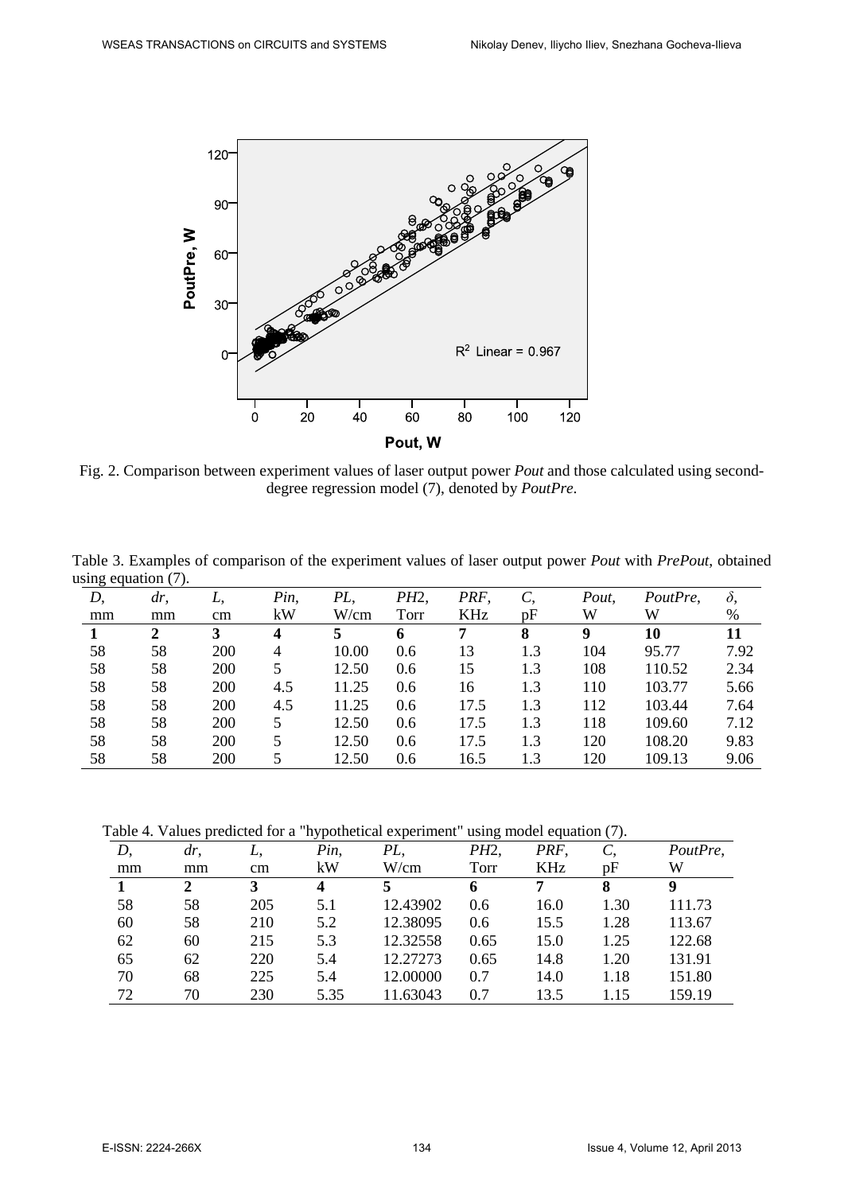Fig. 2. Comparison between experiment values of laser output power *Pout* and those calculated using second-degree regression model (7), denoted by *PoutPre*.

Table 3. Examples of comparison of the experiment values of laser output power *Pout* with *PrePout*, obtained using equation (7).

| *D*, mm | *dr*, mm | *L*, cm | *Pin*, kW | *PL*, W/cm | *PH*2, Torr | *PRF*, KHz | *C*, pF | *Pout*, W | *PoutPre*, W | *δ*, % |
|---|---|---|---|---|---|---|---|---|---|---|
| **1** | **2** | **3** | **4** | **5** | **6** | **7** | **8** | **9** | **10** | **11** |
| 58 | 58 | 200 | 4 | 10.00 | 0.6 | 13 | 1.3 | 104 | 95.77 | 7.92 |
| 58 | 58 | 200 | 5 | 12.50 | 0.6 | 15 | 1.3 | 108 | 110.52 | 2.34 |
| 58 | 58 | 200 | 4.5 | 11.25 | 0.6 | 16 | 1.3 | 110 | 103.77 | 5.66 |
| 58 | 58 | 200 | 4.5 | 11.25 | 0.6 | 17.5 | 1.3 | 112 | 103.44 | 7.64 |
| 58 | 58 | 200 | 5 | 12.50 | 0.6 | 17.5 | 1.3 | 118 | 109.60 | 7.12 |
| 58 | 58 | 200 | 5 | 12.50 | 0.6 | 17.5 | 1.3 | 120 | 108.20 | 9.83 |
| 58 | 58 | 200 | 5 | 12.50 | 0.6 | 16.5 | 1.3 | 120 | 109.13 | 9.06 |

Table 4. Values predicted for a "hypothetical experiment" using model equation (7).

| *D*, mm | *dr*, mm | *L*, cm | *Pin*, kW | *PL*, W/cm | *PH*2, Torr | *PRF*, KHz | *C*, pF | *PoutPre*, W |
|---|---|---|---|---|---|---|---|---|
| **1** | **2** | **3** | **4** | **5** | **6** | **7** | **8** | **9** |
| 58 | 58 | 205 | 5.1 | 12.43902 | 0.6 | 16.0 | 1.30 | 111.73 |
| 60 | 58 | 210 | 5.2 | 12.38095 | 0.6 | 15.5 | 1.28 | 113.67 |
| 62 | 60 | 215 | 5.3 | 12.32558 | 0.65 | 15.0 | 1.25 | 122.68 |
| 65 | 62 | 220 | 5.4 | 12.27273 | 0.65 | 14.8 | 1.20 | 131.91 |
| 70 | 68 | 225 | 5.4 | 12.00000 | 0.7 | 14.0 | 1.18 | 151.80 |
| 72 | 70 | 230 | 5.35 | 11.63043 | 0.7 | 13.5 | 1.15 | 159.19 |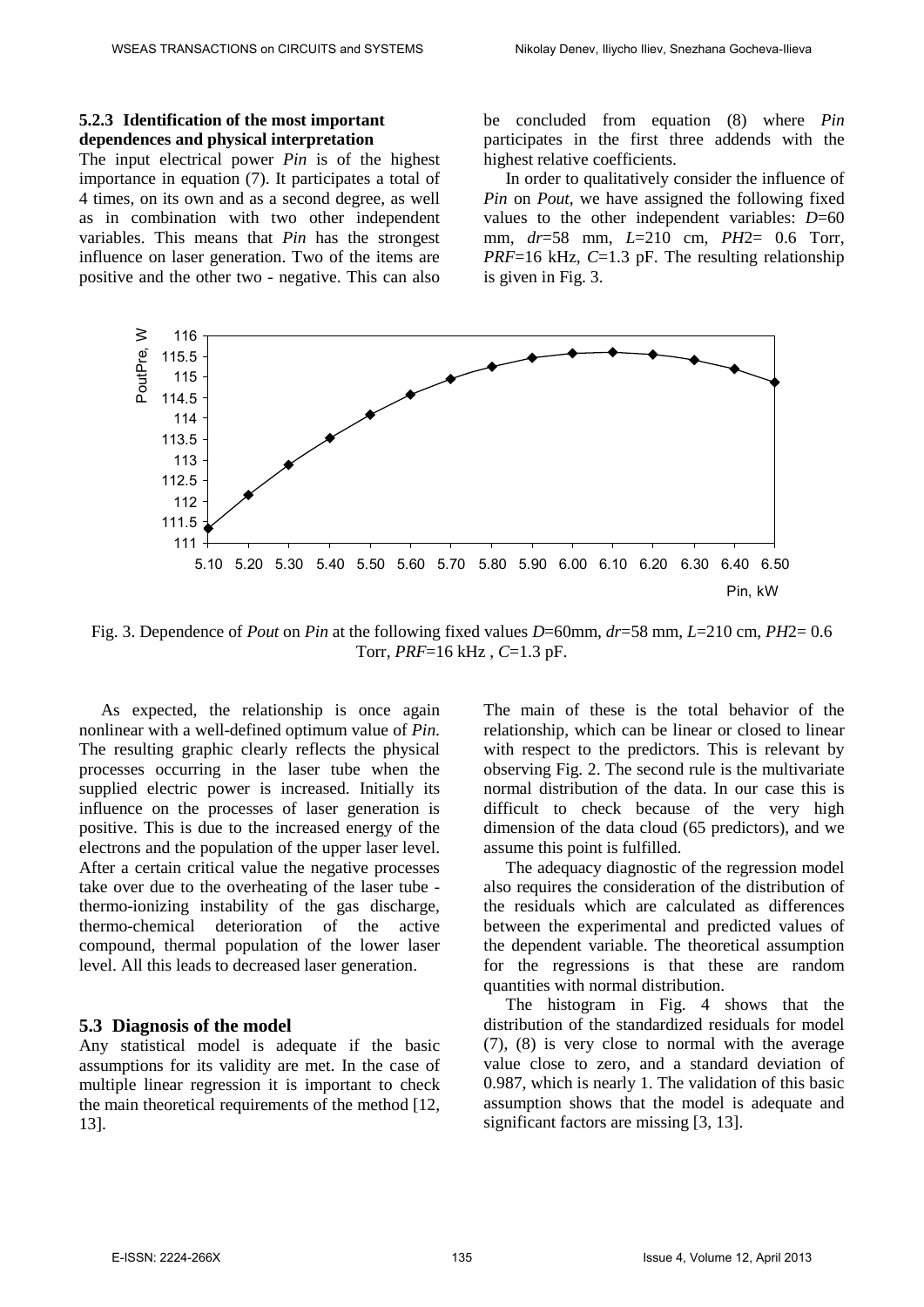#### 5.2.3 Identification of the most important dependences and physical interpretation

The input electrical power *Pin* is of the highest importance in equation (7). It participates a total of 4 times, on its own and as a second degree, as well as in combination with two other independent variables. This means that *Pin* has the strongest influence on laser generation. Two of the items are positive and the other two - negative. This can also be concluded from equation (8) where *Pin* participates in the first three addends with the highest relative coefficients.

In order to qualitatively consider the influence of *Pin* on *Pout*, we have assigned the following fixed values to the other independent variables: *D*=60 mm, *dr*=58 mm, *L*=210 cm, *PH*2= 0.6 Torr, *PRF*=16 kHz, *C*=1.3 pF. The resulting relationship is given in Fig. 3.

Fig. 3. Dependence of *Pout* on *Pin* at the following fixed values *D*=60mm, *dr*=58 mm, *L*=210 cm, *PH*2= 0.6 Torr, *PRF*=16 kHz , *C*=1.3 pF.

As expected, the relationship is once again nonlinear with a well-defined optimum value of *Pin*. The resulting graphic clearly reflects the physical processes occurring in the laser tube when the supplied electric power is increased. Initially its influence on the processes of laser generation is positive. This is due to the increased energy of the electrons and the population of the upper laser level. After a certain critical value the negative processes take over due to the overheating of the laser tube - thermo-ionizing instability of the gas discharge, thermo-chemical deterioration of the active compound, thermal population of the lower laser level. All this leads to decreased laser generation.

### 5.3 Diagnosis of the model

Any statistical model is adequate if the basic assumptions for its validity are met. In the case of multiple linear regression it is important to check the main theoretical requirements of the method [12, 13]. The main of these is the total behavior of the relationship, which can be linear or closed to linear with respect to the predictors. This is relevant by observing Fig. 2. The second rule is the multivariate normal distribution of the data. In our case this is difficult to check because of the very high dimension of the data cloud (65 predictors), and we assume this point is fulfilled.

The adequacy diagnostic of the regression model also requires the consideration of the distribution of the residuals which are calculated as differences between the experimental and predicted values of the dependent variable. The theoretical assumption for the regressions is that these are random quantities with normal distribution.

The histogram in Fig. 4 shows that the distribution of the standardized residuals for model (7), (8) is very close to normal with the average value close to zero, and a standard deviation of 0.987, which is nearly 1. The validation of this basic assumption shows that the model is adequate and significant factors are missing [3, 13].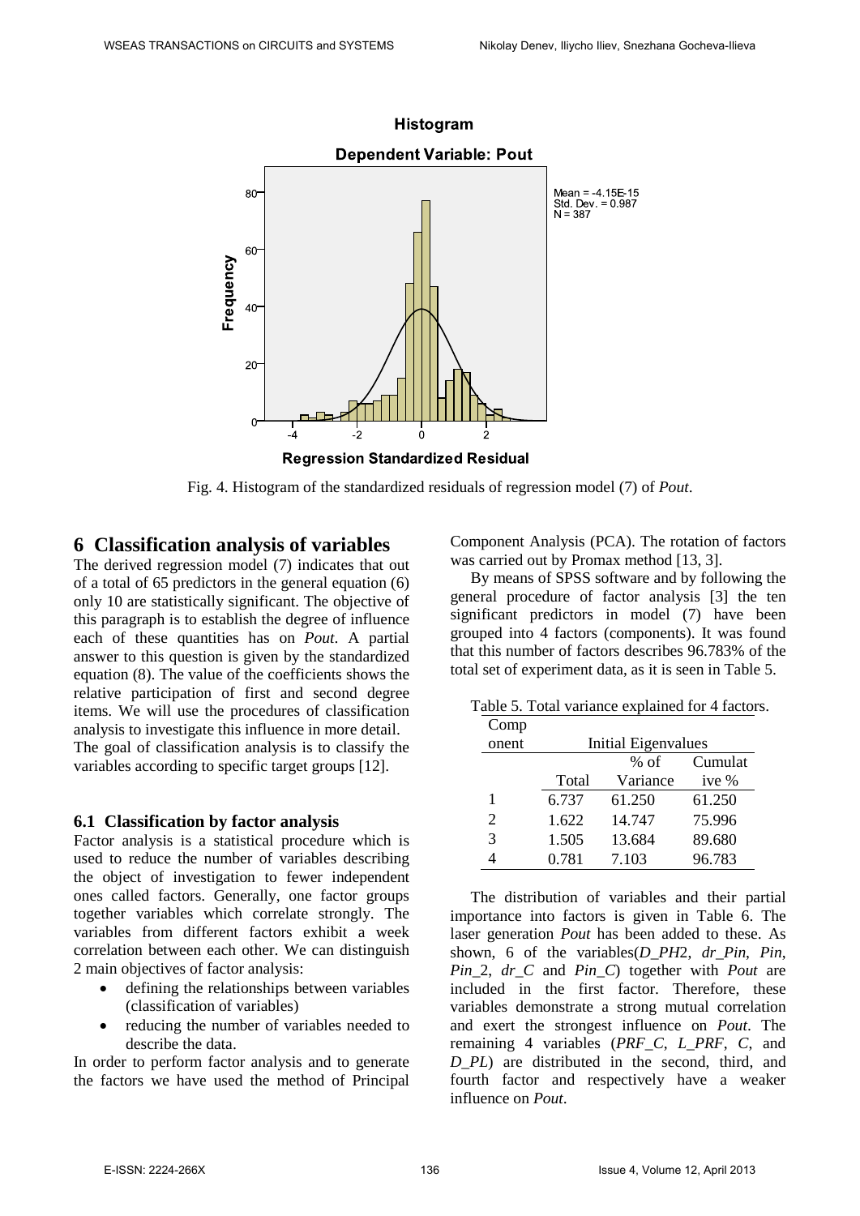Fig. 4. Histogram of the standardized residuals of regression model (7) of *Pout*.

## 6 Classification analysis of variables

The derived regression model (7) indicates that out of a total of 65 predictors in the general equation (6) only 10 are statistically significant. The objective of this paragraph is to establish the degree of influence each of these quantities has on *Pout*. A partial answer to this question is given by the standardized equation (8). The value of the coefficients shows the relative participation of first and second degree items. We will use the procedures of classification analysis to investigate this influence in more detail. The goal of classification analysis is to classify the variables according to specific target groups [12].

### 6.1 Classification by factor analysis

Factor analysis is a statistical procedure which is used to reduce the number of variables describing the object of investigation to fewer independent ones called factors. Generally, one factor groups together variables which correlate strongly. The variables from different factors exhibit a week correlation between each other. We can distinguish 2 main objectives of factor analysis:

- defining the relationships between variables (classification of variables)
- reducing the number of variables needed to describe the data.

In order to perform factor analysis and to generate the factors we have used the method of Principal Component Analysis (PCA). The rotation of factors was carried out by Promax method [13, 3].

By means of SPSS software and by following the general procedure of factor analysis [3] the ten significant predictors in model (7) have been grouped into 4 factors (components). It was found that this number of factors describes 96.783% of the total set of experiment data, as it is seen in Table 5.

Table 5. Total variance explained for 4 factors.

| Component | Initial Eigenvalues | | |
|---|---|---|---|
| | Total | % of Variance | Cumulative % |
| 1 | 6.737 | 61.250 | 61.250 |
| 2 | 1.622 | 14.747 | 75.996 |
| 3 | 1.505 | 13.684 | 89.680 |
| 4 | 0.781 | 7.103 | 96.783 |

The distribution of variables and their partial importance into factors is given in Table 6. The laser generation *Pout* has been added to these. As shown, 6 of the variables(*D_PH*2, *dr_Pin*, *Pin*, *Pin*_2, *dr_C* and *Pin_C*) together with *Pout* are included in the first factor. Therefore, these variables demonstrate a strong mutual correlation and exert the strongest influence on *Pout*. The remaining 4 variables (*PRF_C*, *L_PRF*, *C*, and *D_PL*) are distributed in the second, third, and fourth factor and respectively have a weaker influence on *Pout*.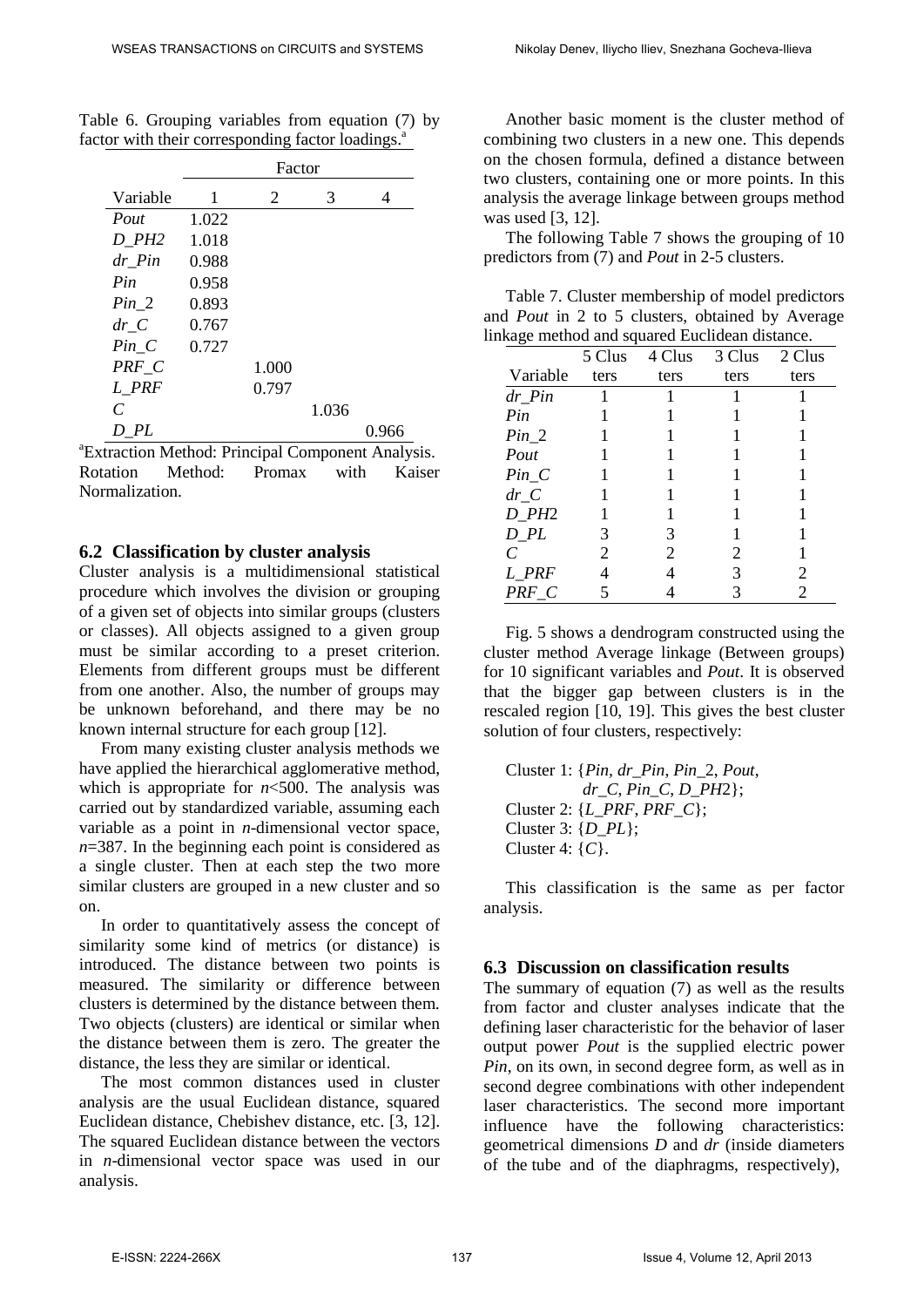Table 6. Grouping variables from equation (7) by factor with their corresponding factor loadings.[a]

| | Factor | | | |
|---|---|---|---|---|
| Variable | 1 | 2 | 3 | 4 |
| *Pout* | 1.022 | | | |
| *D_PH2* | 1.018 | | | |
| *dr_Pin* | 0.988 | | | |
| *Pin* | 0.958 | | | |
| *Pin_2* | 0.893 | | | |
| *dr_C* | 0.767 | | | |
| *Pin_C* | 0.727 | | | |
| *PRF_C* | | 1.000 | | |
| *L_PRF* | | 0.797 | | |
| *C* | | | 1.036 | |
| *D_PL* | | | | 0.966 |

[a]Extraction Method: Principal Component Analysis. Rotation Method: Promax with Kaiser Normalization.

## 6.2 Classification by cluster analysis

Cluster analysis is a multidimensional statistical procedure which involves the division or grouping of a given set of objects into similar groups (clusters or classes). All objects assigned to a given group must be similar according to a preset criterion. Elements from different groups must be different from one another. Also, the number of groups may be unknown beforehand, and there may be no known internal structure for each group [12].

From many existing cluster analysis methods we have applied the hierarchical agglomerative method, which is appropriate for $n<500$. The analysis was carried out by standardized variable, assuming each variable as a point in $n$-dimensional vector space, $n=387$. In the beginning each point is considered as a single cluster. Then at each step the two more similar clusters are grouped in a new cluster and so on.

In order to quantitatively assess the concept of similarity some kind of metrics (or distance) is introduced. The distance between two points is measured. The similarity or difference between clusters is determined by the distance between them. Two objects (clusters) are identical or similar when the distance between them is zero. The greater the distance, the less they are similar or identical.

The most common distances used in cluster analysis are the usual Euclidean distance, squared Euclidean distance, Chebishev distance, etc. [3, 12]. The squared Euclidean distance between the vectors in $n$-dimensional vector space was used in our analysis.

Another basic moment is the cluster method of combining two clusters in a new one. This depends on the chosen formula, defined a distance between two clusters, containing one or more points. In this analysis the average linkage between groups method was used [3, 12].

The following Table 7 shows the grouping of 10 predictors from (7) and *Pout* in 2-5 clusters.

Table 7. Cluster membership of model predictors and *Pout* in 2 to 5 clusters, obtained by Average linkage method and squared Euclidean distance.

| Variable | 5 Clusters | 4 Clusters | 3 Clusters | 2 Clusters |
|---|---|---|---|---|
| *dr_Pin* | 1 | 1 | 1 | 1 |
| *Pin* | 1 | 1 | 1 | 1 |
| *Pin_2* | 1 | 1 | 1 | 1 |
| *Pout* | 1 | 1 | 1 | 1 |
| *Pin_C* | 1 | 1 | 1 | 1 |
| *dr_C* | 1 | 1 | 1 | 1 |
| *D_PH2* | 1 | 1 | 1 | 1 |
| *D_PL* | 3 | 3 | 1 | 1 |
| *C* | 2 | 2 | 2 | 1 |
| *L_PRF* | 4 | 4 | 3 | 2 |
| *PRF_C* | 5 | 4 | 3 | 2 |

Fig. 5 shows a dendrogram constructed using the cluster method Average linkage (Between groups) for 10 significant variables and *Pout*. It is observed that the bigger gap between clusters is in the rescaled region [10, 19]. This gives the best cluster solution of four clusters, respectively:

Cluster 1: {*Pin*, *dr_Pin*, *Pin_2*, *Pout*, *dr_C*, *Pin_C*, *D_PH2*};
Cluster 2: {*L_PRF*, *PRF_C*};
Cluster 3: {*D_PL*};
Cluster 4: {*C*}.

This classification is the same as per factor analysis.

## 6.3 Discussion on classification results

The summary of equation (7) as well as the results from factor and cluster analyses indicate that the defining laser characteristic for the behavior of laser output power *Pout* is the supplied electric power *Pin*, on its own, in second degree form, as well as in second degree combinations with other independent laser characteristics. The second more important influence have the following characteristics: geometrical dimensions *D* and *dr* (inside diameters of the tube and of the diaphragms, respectively),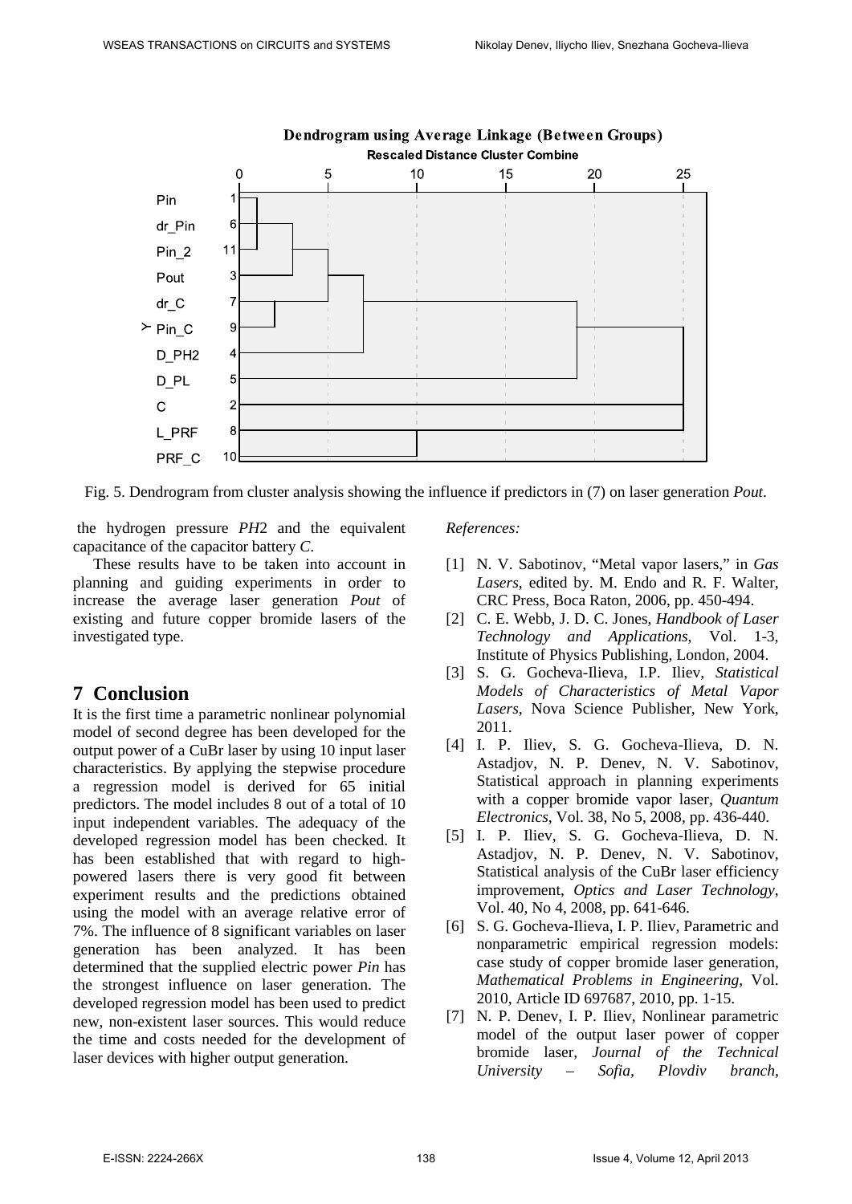Dendrogram using Average Linkage (Between Groups)

Rescaled Distance Cluster Combine

Fig. 5. Dendrogram from cluster analysis showing the influence if predictors in (7) on laser generation *Pout*.

the hydrogen pressure *PH*2 and the equivalent capacitance of the capacitor battery *C*.

These results have to be taken into account in planning and guiding experiments in order to increase the average laser generation *Pout* of existing and future copper bromide lasers of the investigated type.

## 7 Conclusion

It is the first time a parametric nonlinear polynomial model of second degree has been developed for the output power of a CuBr laser by using 10 input laser characteristics. By applying the stepwise procedure a regression model is derived for 65 initial predictors. The model includes 8 out of a total of 10 input independent variables. The adequacy of the developed regression model has been checked. It has been established that with regard to high-powered lasers there is very good fit between experiment results and the predictions obtained using the model with an average relative error of 7%. The influence of 8 significant variables on laser generation has been analyzed. It has been determined that the supplied electric power *Pin* has the strongest influence on laser generation. The developed regression model has been used to predict new, non-existent laser sources. This would reduce the time and costs needed for the development of laser devices with higher output generation.

*References:*

[1] N. V. Sabotinov, "Metal vapor lasers," in *Gas Lasers*, edited by. M. Endo and R. F. Walter, CRC Press, Boca Raton, 2006, pp. 450-494.

[2] C. E. Webb, J. D. C. Jones, *Handbook of Laser Technology and Applications*, Vol. 1-3, Institute of Physics Publishing, London, 2004.

[3] S. G. Gocheva-Ilieva, I.P. Iliev, *Statistical Models of Characteristics of Metal Vapor Lasers*, Nova Science Publisher, New York, 2011.

[4] I. P. Iliev, S. G. Gocheva-Ilieva, D. N. Astadjov, N. P. Denev, N. V. Sabotinov, Statistical approach in planning experiments with a copper bromide vapor laser, *Quantum Electronics*, Vol. 38, No 5, 2008, pp. 436-440.

[5] I. P. Iliev, S. G. Gocheva-Ilieva, D. N. Astadjov, N. P. Denev, N. V. Sabotinov, Statistical analysis of the CuBr laser efficiency improvement, *Optics and Laser Technology*, Vol. 40, No 4, 2008, pp. 641-646.

[6] S. G. Gocheva-Ilieva, I. P. Iliev, Parametric and nonparametric empirical regression models: case study of copper bromide laser generation, *Mathematical Problems in Engineering*, Vol. 2010, Article ID 697687, 2010, pp. 1-15.

[7] N. P. Denev, I. P. Iliev, Nonlinear parametric model of the output laser power of copper bromide laser, *Journal of the Technical University – Sofia, Plovdiv branch,*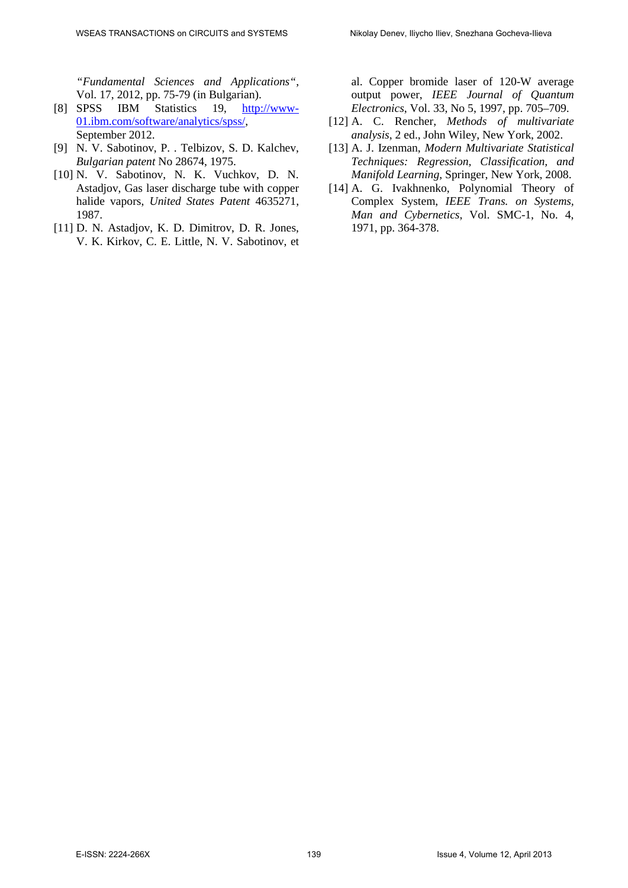*"Fundamental Sciences and Applications"*, Vol. 17, 2012, pp. 75-79 (in Bulgarian).

[8] SPSS IBM Statistics 19, http://www-01.ibm.com/software/analytics/spss/, September 2012.

[9] N. V. Sabotinov, P. . Telbizov, S. D. Kalchev, *Bulgarian patent* No 28674, 1975.

[10] N. V. Sabotinov, N. K. Vuchkov, D. N. Astadjov, Gas laser discharge tube with copper halide vapors, *United States Patent* 4635271, 1987.

[11] D. N. Astadjov, K. D. Dimitrov, D. R. Jones, V. K. Kirkov, C. E. Little, N. V. Sabotinov, et al. Copper bromide laser of 120-W average output power, *IEEE Journal of Quantum Electronics*, Vol. 33, No 5, 1997, pp. 705–709.

[12] A. C. Rencher, *Methods of multivariate analysis*, 2 ed., John Wiley, New York, 2002.

[13] A. J. Izenman, *Modern Multivariate Statistical Techniques: Regression, Classification, and Manifold Learning*, Springer, New York, 2008.

[14] A. G. Ivakhnenko, Polynomial Theory of Complex System, *IEEE Trans. on Systems, Man and Cybernetics*, Vol. SMC-1, No. 4, 1971, pp. 364-378.